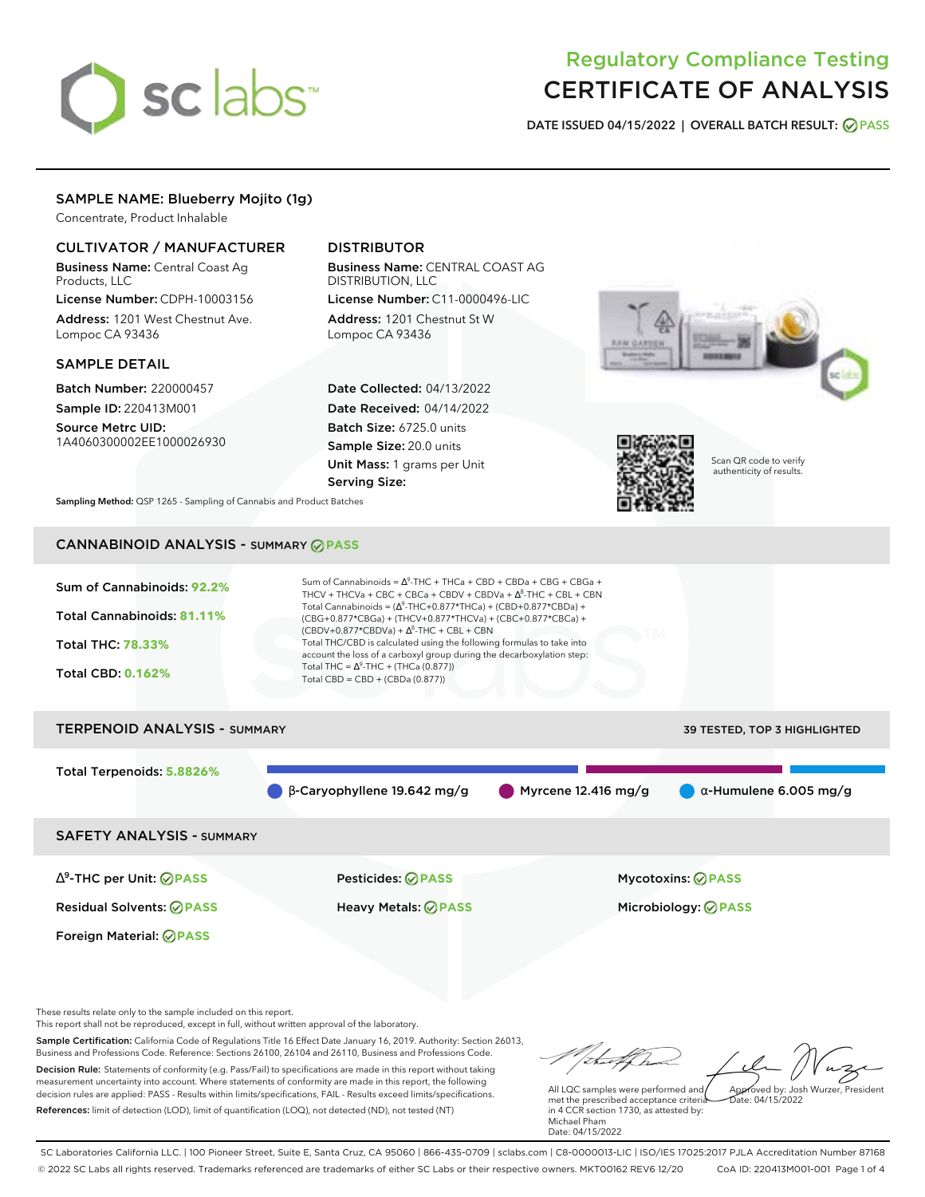# Regulatory Compliance Testing
# CERTIFICATE OF ANALYSIS

**DATE ISSUED 04/15/2022 | OVERALL BATCH RESULT: PASS**

## SAMPLE NAME: Blueberry Mojito (1g)

Concentrate, Product Inhalable

### CULTIVATOR / MANUFACTURER

**Business Name:** Central Coast Ag Products, LLC

**License Number:** CDPH-10003156

**Address:** 1201 West Chestnut Ave. Lompoc CA 93436

### DISTRIBUTOR

**Business Name:** CENTRAL COAST AG DISTRIBUTION, LLC

**License Number:** C11-0000496-LIC

**Address:** 1201 Chestnut St W Lompoc CA 93436

### SAMPLE DETAIL

**Batch Number:** 220000457

**Sample ID:** 220413M001

**Source Metrc UID:** 1A4060300002EE1000026930

**Date Collected:** 04/13/2022

**Date Received:** 04/14/2022

**Batch Size:** 6725.0 units

**Sample Size:** 20.0 units

**Unit Mass:** 1 grams per Unit

**Serving Size:**

Scan QR code to verify authenticity of results.

**Sampling Method:** QSP 1265 - Sampling of Cannabis and Product Batches

## CANNABINOID ANALYSIS - SUMMARY PASS

Sum of Cannabinoids: **92.2%**

Total Cannabinoids: **81.11%**

Total THC: **78.33%**

Total CBD: **0.162%**

Sum of Cannabinoids = $\Delta^9$-THC + THCa + CBD + CBDa + CBG + CBGa + THCV + THCVa + CBC + CBCa + CBDV + CBDVa + $\Delta^8$-THC + CBL + CBN

Total Cannabinoids = ($\Delta^9$-THC+0.877*THCa) + (CBD+0.877*CBDa) + (CBG+0.877*CBGa) + (THCV+0.877*THCVa) + (CBC+0.877*CBCa) + (CBDV+0.877*CBDVa) + $\Delta^8$-THC + CBL + CBN

Total THC/CBD is calculated using the following formulas to take into account the loss of a carboxyl group during the decarboxylation step:

Total THC = $\Delta^9$-THC + (THCa (0.877))

Total CBD = CBD + (CBDa (0.877))

## TERPENOID ANALYSIS - SUMMARY

39 TESTED, TOP 3 HIGHLIGHTED

Total Terpenoids: **5.8826%**

β-Caryophyllene 19.642 mg/g | Myrcene 12.416 mg/g | α-Humulene 6.005 mg/g

## SAFETY ANALYSIS - SUMMARY

$\Delta^9$-THC per Unit: PASS

Pesticides: PASS

Mycotoxins: PASS

Residual Solvents: PASS

Heavy Metals: PASS

Microbiology: PASS

Foreign Material: PASS

These results relate only to the sample included on this report.
This report shall not be reproduced, except in full, without written approval of the laboratory.

**Sample Certification:** California Code of Regulations Title 16 Effect Date January 16, 2019. Authority: Section 26013, Business and Professions Code. Reference: Sections 26100, 26104 and 26110, Business and Professions Code.

**Decision Rule:** Statements of conformity (e.g. Pass/Fail) to specifications are made in this report without taking measurement uncertainty into account. Where statements of conformity are made in this report, the following decision rules are applied: PASS - Results within limits/specifications, FAIL - Results exceed limits/specifications.

**References:** limit of detection (LOD), limit of quantification (LOQ), not detected (ND), not tested (NT)

All LQC samples were performed and met the prescribed acceptance criteria in 4 CCR section 1730, as attested by: Michael Pham
Date: 04/15/2022

Approved by: Josh Wurzer, President
Date: 04/15/2022

SC Laboratories California LLC. | 100 Pioneer Street, Suite E, Santa Cruz, CA 95060 | 866-435-0709 | sclabs.com | C8-0000013-LIC | ISO/IES 17025:2017 PJLA Accreditation Number 87168
© 2022 SC Labs all rights reserved. Trademarks referenced are trademarks of either SC Labs or their respective owners. MKT00162 REV6 12/20 CoA ID: 220413M001-001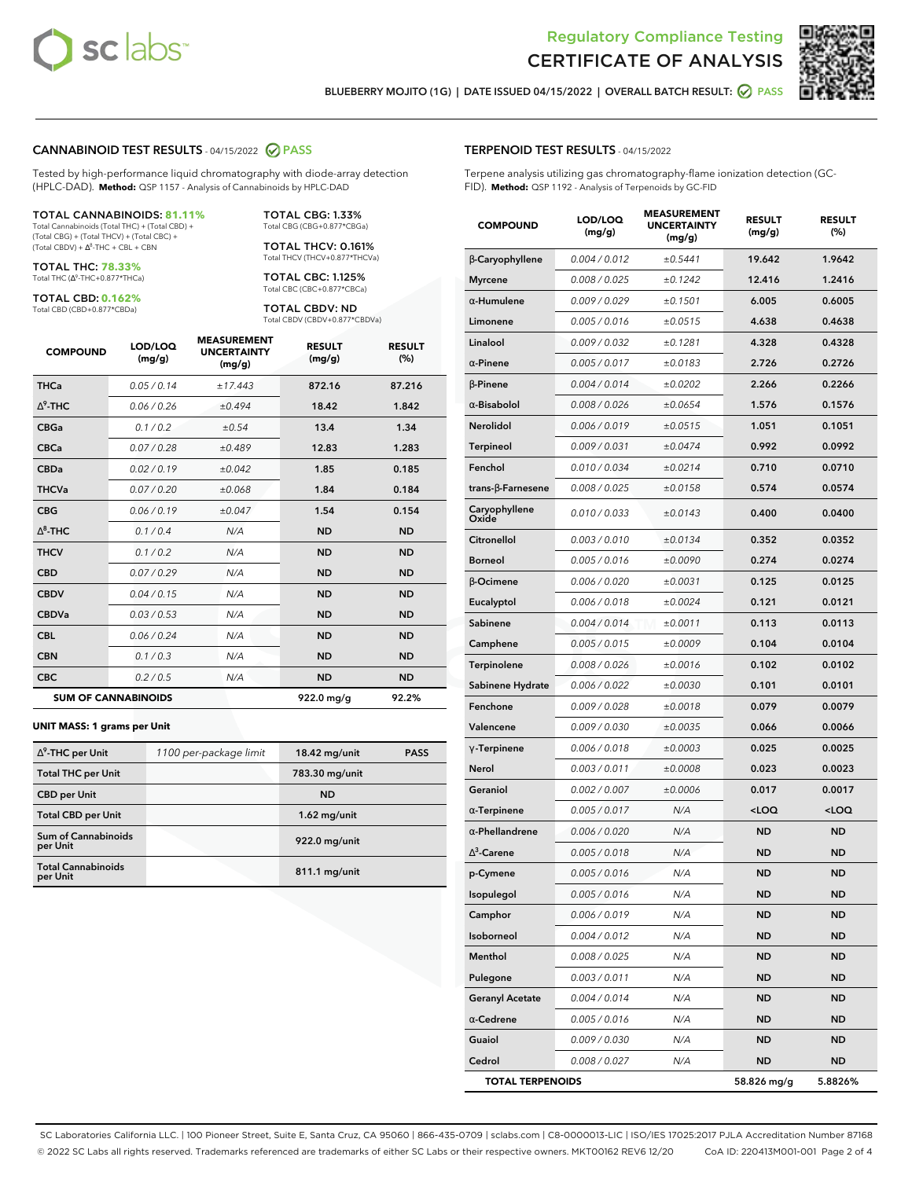# Regulatory Compliance Testing
# CERTIFICATE OF ANALYSIS

BLUEBERRY MOJITO (1G) | DATE ISSUED 04/15/2022 | OVERALL BATCH RESULT: PASS

## CANNABINOID TEST RESULTS - 04/15/2022 PASS

Tested by high-performance liquid chromatography with diode-array detection (HPLC-DAD). **Method:** QSP 1157 - Analysis of Cannabinoids by HPLC-DAD

**TOTAL CANNABINOIDS: 81.11%**
Total Cannabinoids (Total THC) + (Total CBD) + (Total CBG) + (Total THCV) + (Total CBC) + (Total CBDV) + $\Delta^8$-THC + CBL + CBN

**TOTAL THC: 78.33%**
Total THC ($\Delta^9$-THC+0.877*THCa)

**TOTAL CBD: 0.162%**
Total CBD (CBD+0.877*CBDa)

**TOTAL CBG: 1.33%**
Total CBG (CBG+0.877*CBGa)

**TOTAL THCV: 0.161%**
Total THCV (THCV+0.877*THCVa)

**TOTAL CBC: 1.125%**
Total CBC (CBC+0.877*CBCa)

**TOTAL CBDV: ND**
Total CBDV (CBDV+0.877*CBDVa)

| COMPOUND | LOD/LOQ (mg/g) | MEASUREMENT UNCERTAINTY (mg/g) | RESULT (mg/g) | RESULT (%) |
|---|---|---|---|---|
| THCa | 0.05 / 0.14 | ±17.443 | 872.16 | 87.216 |
| $\Delta^9$-THC | 0.06 / 0.26 | ±0.494 | 18.42 | 1.842 |
| CBGa | 0.1 / 0.2 | ±0.54 | 13.4 | 1.34 |
| CBCa | 0.07 / 0.28 | ±0.489 | 12.83 | 1.283 |
| CBDa | 0.02 / 0.19 | ±0.042 | 1.85 | 0.185 |
| THCVa | 0.07 / 0.20 | ±0.068 | 1.84 | 0.184 |
| CBG | 0.06 / 0.19 | ±0.047 | 1.54 | 0.154 |
| $\Delta^8$-THC | 0.1 / 0.4 | N/A | ND | ND |
| THCV | 0.1 / 0.2 | N/A | ND | ND |
| CBD | 0.07 / 0.29 | N/A | ND | ND |
| CBDV | 0.04 / 0.15 | N/A | ND | ND |
| CBDVa | 0.03 / 0.53 | N/A | ND | ND |
| CBL | 0.06 / 0.24 | N/A | ND | ND |
| CBN | 0.1 / 0.3 | N/A | ND | ND |
| CBC | 0.2 / 0.5 | N/A | ND | ND |
| **SUM OF CANNABINOIDS** | | | 922.0 mg/g | 92.2% |

**UNIT MASS: 1 grams per Unit**

| | | | |
|---|---|---|---|
| $\Delta^9$-THC per Unit | 1100 per-package limit | 18.42 mg/unit | PASS |
| Total THC per Unit | | 783.30 mg/unit | |
| CBD per Unit | | ND | |
| Total CBD per Unit | | 1.62 mg/unit | |
| Sum of Cannabinoids per Unit | | 922.0 mg/unit | |
| Total Cannabinoids per Unit | | 811.1 mg/unit | |

## TERPENOID TEST RESULTS - 04/15/2022

Terpene analysis utilizing gas chromatography-flame ionization detection (GC-FID). **Method:** QSP 1192 - Analysis of Terpenoids by GC-FID

| COMPOUND | LOD/LOQ (mg/g) | MEASUREMENT UNCERTAINTY (mg/g) | RESULT (mg/g) | RESULT (%) |
|---|---|---|---|---|
| β-Caryophyllene | 0.004 / 0.012 | ±0.5441 | 19.642 | 1.9642 |
| Myrcene | 0.008 / 0.025 | ±0.1242 | 12.416 | 1.2416 |
| α-Humulene | 0.009 / 0.029 | ±0.1501 | 6.005 | 0.6005 |
| Limonene | 0.005 / 0.016 | ±0.0515 | 4.638 | 0.4638 |
| Linalool | 0.009 / 0.032 | ±0.1281 | 4.328 | 0.4328 |
| α-Pinene | 0.005 / 0.017 | ±0.0183 | 2.726 | 0.2726 |
| β-Pinene | 0.004 / 0.014 | ±0.0202 | 2.266 | 0.2266 |
| α-Bisabolol | 0.008 / 0.026 | ±0.0654 | 1.576 | 0.1576 |
| Nerolidol | 0.006 / 0.019 | ±0.0515 | 1.051 | 0.1051 |
| Terpineol | 0.009 / 0.031 | ±0.0474 | 0.992 | 0.0992 |
| Fenchol | 0.010 / 0.034 | ±0.0214 | 0.710 | 0.0710 |
| trans-β-Farnesene | 0.008 / 0.025 | ±0.0158 | 0.574 | 0.0574 |
| Caryophyllene Oxide | 0.010 / 0.033 | ±0.0143 | 0.400 | 0.0400 |
| Citronellol | 0.003 / 0.010 | ±0.0134 | 0.352 | 0.0352 |
| Borneol | 0.005 / 0.016 | ±0.0090 | 0.274 | 0.0274 |
| β-Ocimene | 0.006 / 0.020 | ±0.0031 | 0.125 | 0.0125 |
| Eucalyptol | 0.006 / 0.018 | ±0.0024 | 0.121 | 0.0121 |
| Sabinene | 0.004 / 0.014 | ±0.0011 | 0.113 | 0.0113 |
| Camphene | 0.005 / 0.015 | ±0.0009 | 0.104 | 0.0104 |
| Terpinolene | 0.008 / 0.026 | ±0.0016 | 0.102 | 0.0102 |
| Sabinene Hydrate | 0.006 / 0.022 | ±0.0030 | 0.101 | 0.0101 |
| Fenchone | 0.009 / 0.028 | ±0.0018 | 0.079 | 0.0079 |
| Valencene | 0.009 / 0.030 | ±0.0035 | 0.066 | 0.0066 |
| γ-Terpinene | 0.006 / 0.018 | ±0.0003 | 0.025 | 0.0025 |
| Nerol | 0.003 / 0.011 | ±0.0008 | 0.023 | 0.0023 |
| Geraniol | 0.002 / 0.007 | ±0.0006 | 0.017 | 0.0017 |
| α-Terpinene | 0.005 / 0.017 | N/A | <LOQ | <LOQ |
| α-Phellandrene | 0.006 / 0.020 | N/A | ND | ND |
| $\Delta^3$-Carene | 0.005 / 0.018 | N/A | ND | ND |
| p-Cymene | 0.005 / 0.016 | N/A | ND | ND |
| Isopulegol | 0.005 / 0.016 | N/A | ND | ND |
| Camphor | 0.006 / 0.019 | N/A | ND | ND |
| Isoborneol | 0.004 / 0.012 | N/A | ND | ND |
| Menthol | 0.008 / 0.025 | N/A | ND | ND |
| Pulegone | 0.003 / 0.011 | N/A | ND | ND |
| Geranyl Acetate | 0.004 / 0.014 | N/A | ND | ND |
| α-Cedrene | 0.005 / 0.016 | N/A | ND | ND |
| Guaiol | 0.009 / 0.030 | N/A | ND | ND |
| Cedrol | 0.008 / 0.027 | N/A | ND | ND |
| **TOTAL TERPENOIDS** | | | 58.826 mg/g | 5.8826% |

SC Laboratories California LLC. | 100 Pioneer Street, Suite E, Santa Cruz, CA 95060 | 866-435-0709 | sclabs.com | C8-0000013-LIC | ISO/IES 17025:2017 PJLA Accreditation Number 87168
© 2022 SC Labs all rights reserved. Trademarks referenced are trademarks of either SC Labs or their respective owners. MKT00162 REV6 12/20 CoA ID: 220413M001-001